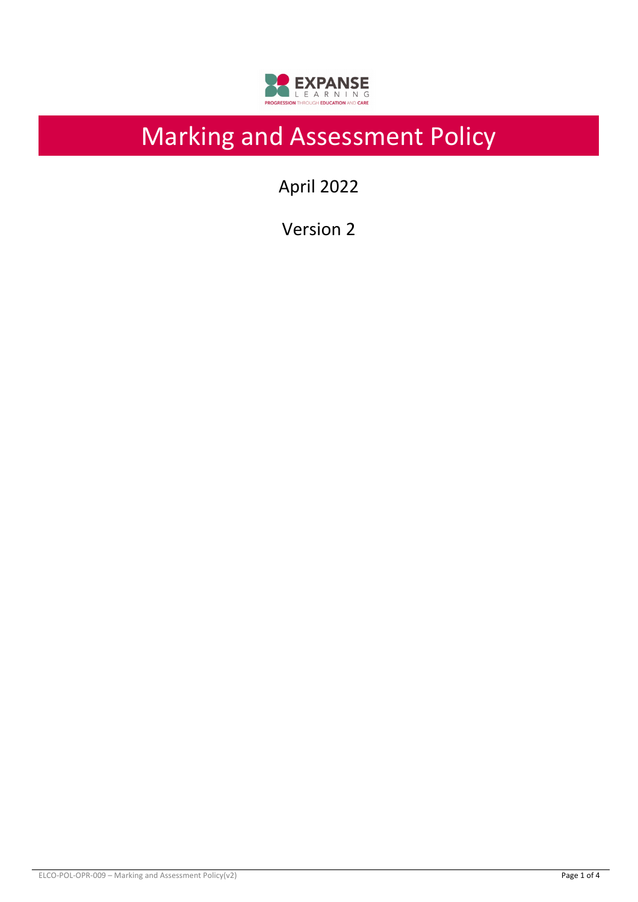# Marking and Assessment Policy

April 2022

Version 2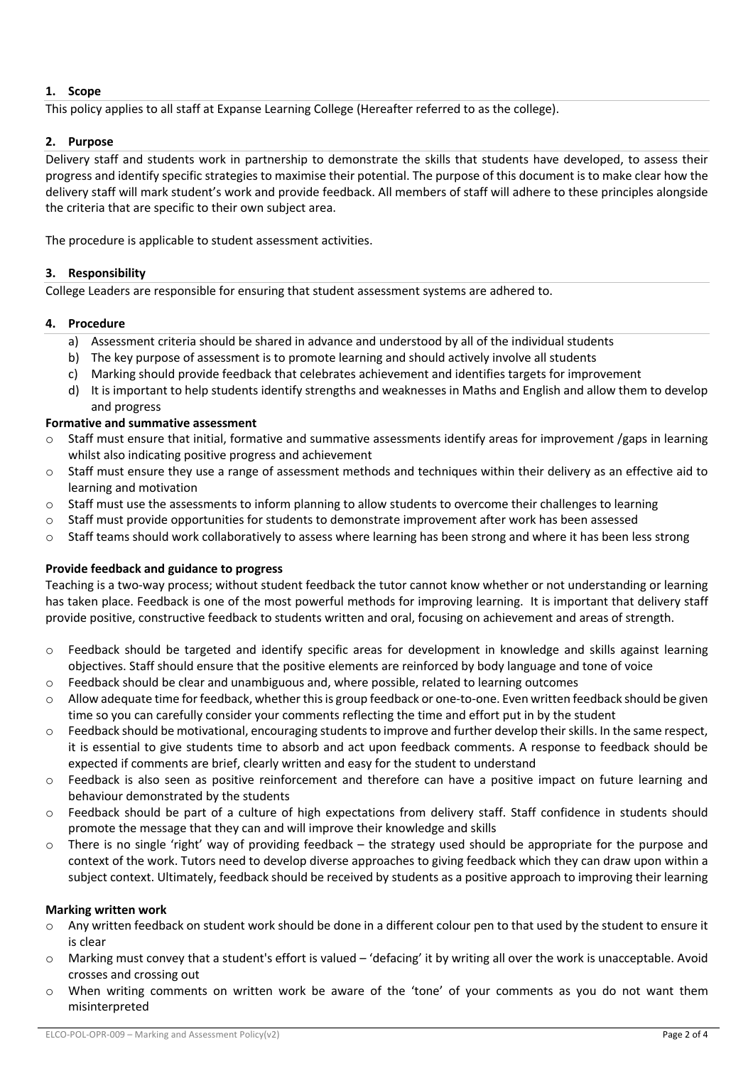## 1. Scope

This policy applies to all staff at Expanse Learning College (Hereafter referred to as the college).

## 2. Purpose

Delivery staff and students work in partnership to demonstrate the skills that students have developed, to assess their progress and identify specific strategies to maximise their potential. The purpose of this document is to make clear how the delivery staff will mark student's work and provide feedback. All members of staff will adhere to these principles alongside the criteria that are specific to their own subject area.

The procedure is applicable to student assessment activities.

## 3. Responsibility

College Leaders are responsible for ensuring that student assessment systems are adhered to.

## 4. Procedure

a) Assessment criteria should be shared in advance and understood by all of the individual students
b) The key purpose of assessment is to promote learning and should actively involve all students
c) Marking should provide feedback that celebrates achievement and identifies targets for improvement
d) It is important to help students identify strengths and weaknesses in Maths and English and allow them to develop and progress

**Formative and summative assessment**

- Staff must ensure that initial, formative and summative assessments identify areas for improvement /gaps in learning whilst also indicating positive progress and achievement
- Staff must ensure they use a range of assessment methods and techniques within their delivery as an effective aid to learning and motivation
- Staff must use the assessments to inform planning to allow students to overcome their challenges to learning
- Staff must provide opportunities for students to demonstrate improvement after work has been assessed
- Staff teams should work collaboratively to assess where learning has been strong and where it has been less strong

**Provide feedback and guidance to progress**

Teaching is a two-way process; without student feedback the tutor cannot know whether or not understanding or learning has taken place. Feedback is one of the most powerful methods for improving learning. It is important that delivery staff provide positive, constructive feedback to students written and oral, focusing on achievement and areas of strength.

- Feedback should be targeted and identify specific areas for development in knowledge and skills against learning objectives. Staff should ensure that the positive elements are reinforced by body language and tone of voice
- Feedback should be clear and unambiguous and, where possible, related to learning outcomes
- Allow adequate time for feedback, whether this is group feedback or one-to-one. Even written feedback should be given time so you can carefully consider your comments reflecting the time and effort put in by the student
- Feedback should be motivational, encouraging students to improve and further develop their skills. In the same respect, it is essential to give students time to absorb and act upon feedback comments. A response to feedback should be expected if comments are brief, clearly written and easy for the student to understand
- Feedback is also seen as positive reinforcement and therefore can have a positive impact on future learning and behaviour demonstrated by the students
- Feedback should be part of a culture of high expectations from delivery staff. Staff confidence in students should promote the message that they can and will improve their knowledge and skills
- There is no single 'right' way of providing feedback – the strategy used should be appropriate for the purpose and context of the work. Tutors need to develop diverse approaches to giving feedback which they can draw upon within a subject context. Ultimately, feedback should be received by students as a positive approach to improving their learning

**Marking written work**

- Any written feedback on student work should be done in a different colour pen to that used by the student to ensure it is clear
- Marking must convey that a student's effort is valued – 'defacing' it by writing all over the work is unacceptable. Avoid crosses and crossing out
- When writing comments on written work be aware of the 'tone' of your comments as you do not want them misinterpreted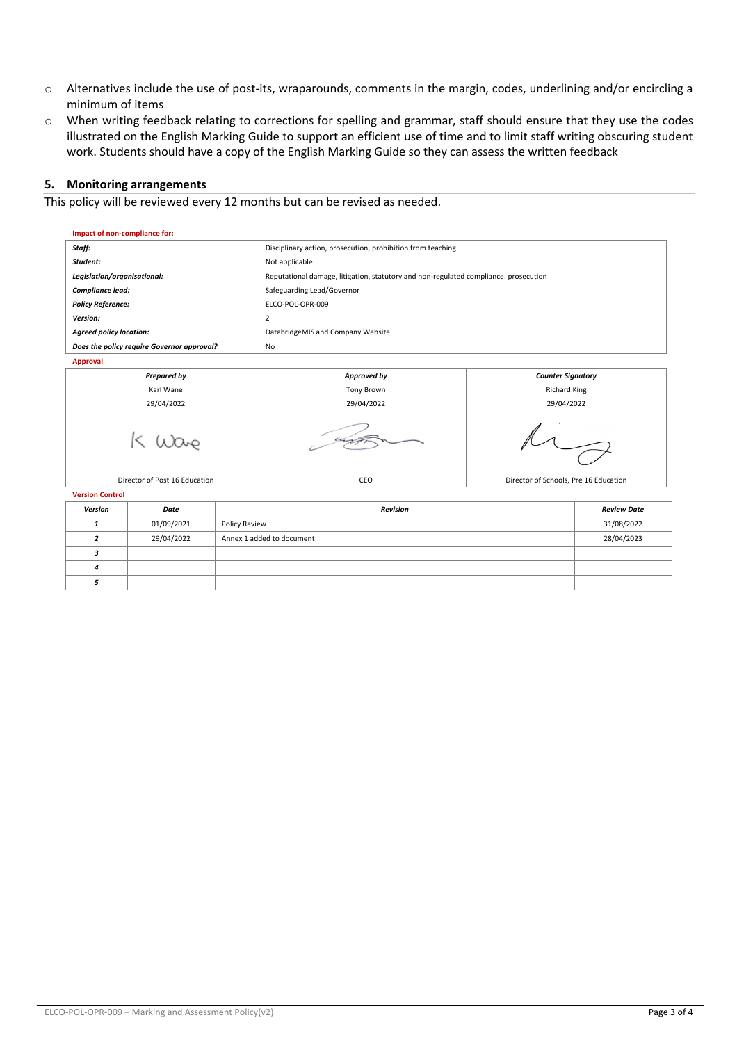- Alternatives include the use of post-its, wraparounds, comments in the margin, codes, underlining and/or encircling a minimum of items
- When writing feedback relating to corrections for spelling and grammar, staff should ensure that they use the codes illustrated on the English Marking Guide to support an efficient use of time and to limit staff writing obscuring student work. Students should have a copy of the English Marking Guide so they can assess the written feedback

## 5. Monitoring arrangements

This policy will be reviewed every 12 months but can be revised as needed.

**Impact of non-compliance for:**

| | |
|---|---|
| ***Staff:*** | Disciplinary action, prosecution, prohibition from teaching. |
| ***Student:*** | Not applicable |
| ***Legislation/organisational:*** | Reputational damage, litigation, statutory and non-regulated compliance. prosecution |
| ***Compliance lead:*** | Safeguarding Lead/Governor |
| ***Policy Reference:*** | ELCO-POL-OPR-009 |
| ***Version:*** | 2 |
| ***Agreed policy location:*** | DatabridgeMIS and Company Website |
| ***Does the policy require Governor approval?*** | No |

**Approval**

| ***Prepared by*** | ***Approved by*** | ***Counter Signatory*** |
|---|---|---|
| Karl Wane | Tony Brown | Richard King |
| 29/04/2022 | 29/04/2022 | 29/04/2022 |
| K Wane | [signature] | [signature] |
| Director of Post 16 Education | CEO | Director of Schools, Pre 16 Education |

**Version Control**

| ***Version*** | ***Date*** | ***Revision*** | ***Review Date*** |
|---|---|---|---|
| ***1*** | 01/09/2021 | Policy Review | 31/08/2022 |
| ***2*** | 29/04/2022 | Annex 1 added to document | 28/04/2023 |
| ***3*** | | | |
| ***4*** | | | |
| ***5*** | | | |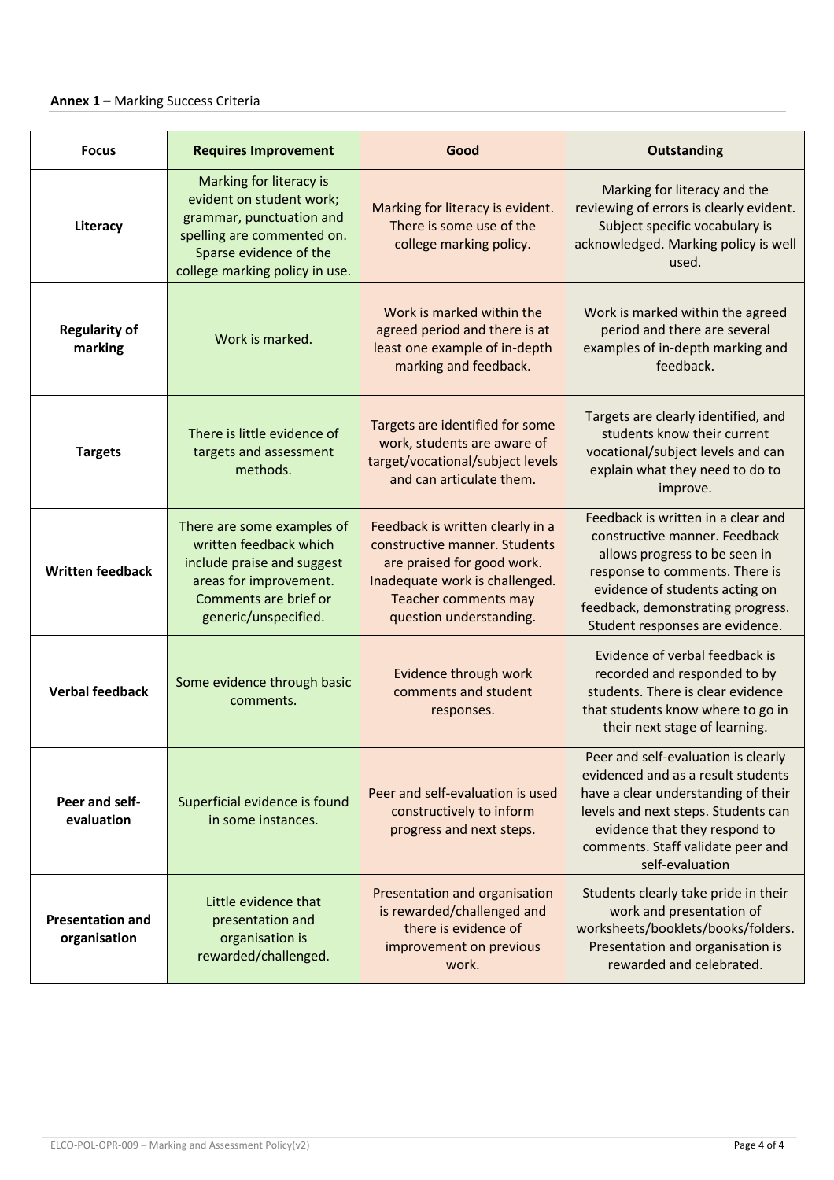**Annex 1 –** Marking Success Criteria

| Focus | Requires Improvement | Good | Outstanding |
|---|---|---|---|
| **Literacy** | Marking for literacy is evident on student work; grammar, punctuation and spelling are commented on. Sparse evidence of the college marking policy in use. | Marking for literacy is evident. There is some use of the college marking policy. | Marking for literacy and the reviewing of errors is clearly evident. Subject specific vocabulary is acknowledged. Marking policy is well used. |
| **Regularity of marking** | Work is marked. | Work is marked within the agreed period and there is at least one example of in-depth marking and feedback. | Work is marked within the agreed period and there are several examples of in-depth marking and feedback. |
| **Targets** | There is little evidence of targets and assessment methods. | Targets are identified for some work, students are aware of target/vocational/subject levels and can articulate them. | Targets are clearly identified, and students know their current vocational/subject levels and can explain what they need to do to improve. |
| **Written feedback** | There are some examples of written feedback which include praise and suggest areas for improvement. Comments are brief or generic/unspecified. | Feedback is written clearly in a constructive manner. Students are praised for good work. Inadequate work is challenged. Teacher comments may question understanding. | Feedback is written in a clear and constructive manner. Feedback allows progress to be seen in response to comments. There is evidence of students acting on feedback, demonstrating progress. Student responses are evidence. |
| **Verbal feedback** | Some evidence through basic comments. | Evidence through work comments and student responses. | Evidence of verbal feedback is recorded and responded to by students. There is clear evidence that students know where to go in their next stage of learning. |
| **Peer and self-evaluation** | Superficial evidence is found in some instances. | Peer and self-evaluation is used constructively to inform progress and next steps. | Peer and self-evaluation is clearly evidenced and as a result students have a clear understanding of their levels and next steps. Students can evidence that they respond to comments. Staff validate peer and self-evaluation |
| **Presentation and organisation** | Little evidence that presentation and organisation is rewarded/challenged. | Presentation and organisation is rewarded/challenged and there is evidence of improvement on previous work. | Students clearly take pride in their work and presentation of worksheets/booklets/books/folders. Presentation and organisation is rewarded and celebrated. |